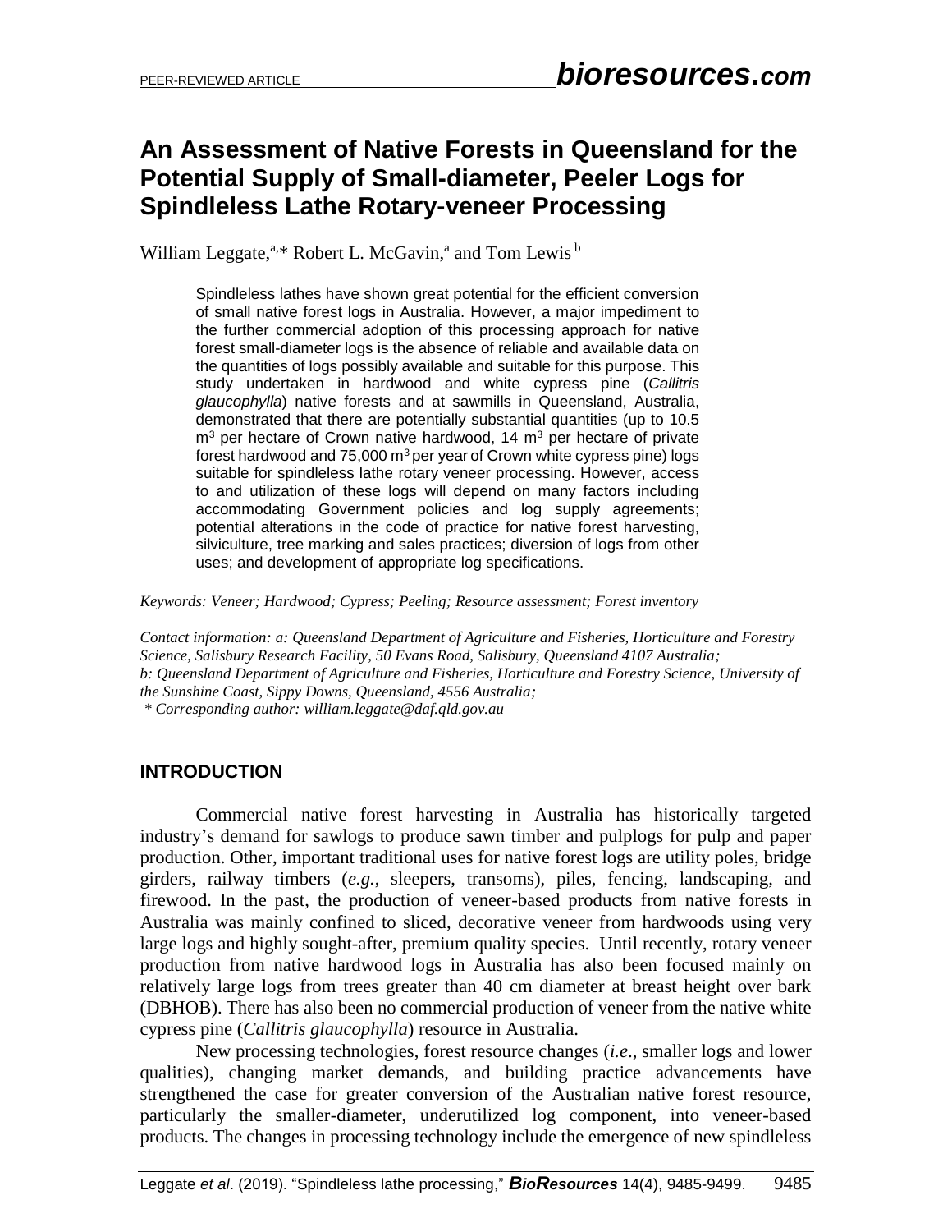# An Assessment of Native Forests in Queensland for the Potential Supply of Small-diameter, Peeler Logs for Spindleless Lathe Rotary-veneer Processing

William Leggate,[a,*] Robert L. McGavin,[a] and Tom Lewis[b]

> Spindleless lathes have shown great potential for the efficient conversion of small native forest logs in Australia. However, a major impediment to the further commercial adoption of this processing approach for native forest small-diameter logs is the absence of reliable and available data on the quantities of logs possibly available and suitable for this purpose. This study undertaken in hardwood and white cypress pine (*Callitris glaucophylla*) native forests and at sawmills in Queensland, Australia, demonstrated that there are potentially substantial quantities (up to 10.5 $m^3$ per hectare of Crown native hardwood, 14 $m^3$ per hectare of private forest hardwood and 75,000 $m^3$ per year of Crown white cypress pine) logs suitable for spindleless lathe rotary veneer processing. However, access to and utilization of these logs will depend on many factors including accommodating Government policies and log supply agreements; potential alterations in the code of practice for native forest harvesting, silviculture, tree marking and sales practices; diversion of logs from other uses; and development of appropriate log specifications.

*Keywords: Veneer; Hardwood; Cypress; Peeling; Resource assessment; Forest inventory*

*Contact information: a: Queensland Department of Agriculture and Fisheries, Horticulture and Forestry Science, Salisbury Research Facility, 50 Evans Road, Salisbury, Queensland 4107 Australia; b: Queensland Department of Agriculture and Fisheries, Horticulture and Forestry Science, University of the Sunshine Coast, Sippy Downs, Queensland, 4556 Australia;*
*\* Corresponding author: william.leggate@daf.qld.gov.au*

## INTRODUCTION

Commercial native forest harvesting in Australia has historically targeted industry's demand for sawlogs to produce sawn timber and pulplogs for pulp and paper production. Other, important traditional uses for native forest logs are utility poles, bridge girders, railway timbers (*e.g.*, sleepers, transoms), piles, fencing, landscaping, and firewood. In the past, the production of veneer-based products from native forests in Australia was mainly confined to sliced, decorative veneer from hardwoods using very large logs and highly sought-after, premium quality species. Until recently, rotary veneer production from native hardwood logs in Australia has also been focused mainly on relatively large logs from trees greater than 40 cm diameter at breast height over bark (DBHOB). There has also been no commercial production of veneer from the native white cypress pine (*Callitris glaucophylla*) resource in Australia.

New processing technologies, forest resource changes (*i.e.*, smaller logs and lower qualities), changing market demands, and building practice advancements have strengthened the case for greater conversion of the Australian native forest resource, particularly the smaller-diameter, underutilized log component, into veneer-based products. The changes in processing technology include the emergence of new spindleless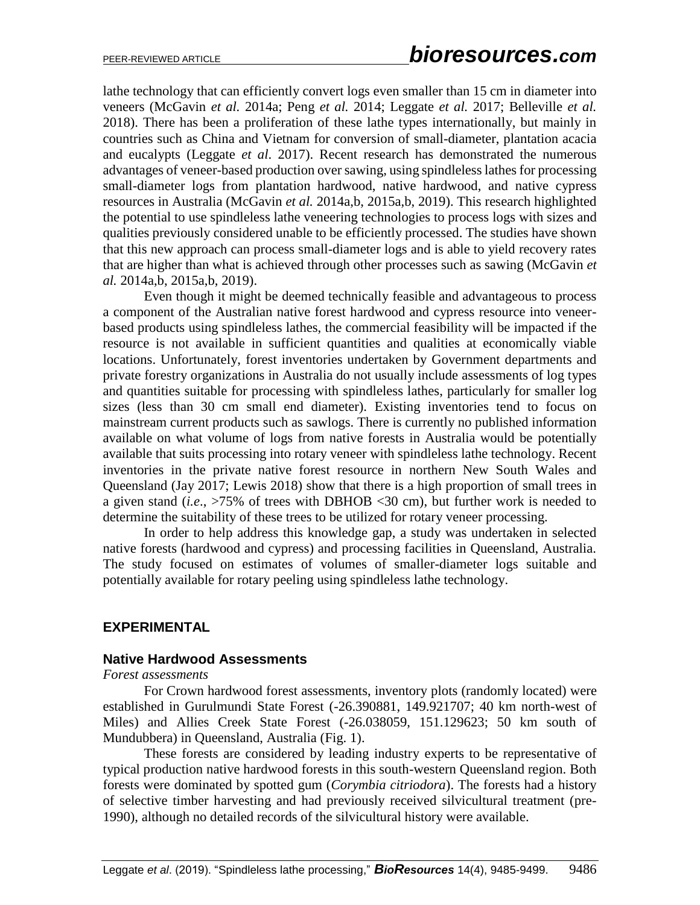lathe technology that can efficiently convert logs even smaller than 15 cm in diameter into veneers (McGavin *et al.* 2014a; Peng *et al.* 2014; Leggate *et al.* 2017; Belleville *et al.* 2018). There has been a proliferation of these lathe types internationally, but mainly in countries such as China and Vietnam for conversion of small-diameter, plantation acacia and eucalypts (Leggate *et al*. 2017). Recent research has demonstrated the numerous advantages of veneer-based production over sawing, using spindleless lathes for processing small-diameter logs from plantation hardwood, native hardwood, and native cypress resources in Australia (McGavin *et al.* 2014a,b, 2015a,b, 2019). This research highlighted the potential to use spindleless lathe veneering technologies to process logs with sizes and qualities previously considered unable to be efficiently processed. The studies have shown that this new approach can process small-diameter logs and is able to yield recovery rates that are higher than what is achieved through other processes such as sawing (McGavin *et al.* 2014a,b, 2015a,b, 2019).

Even though it might be deemed technically feasible and advantageous to process a component of the Australian native forest hardwood and cypress resource into veneer-based products using spindleless lathes, the commercial feasibility will be impacted if the resource is not available in sufficient quantities and qualities at economically viable locations. Unfortunately, forest inventories undertaken by Government departments and private forestry organizations in Australia do not usually include assessments of log types and quantities suitable for processing with spindleless lathes, particularly for smaller log sizes (less than 30 cm small end diameter). Existing inventories tend to focus on mainstream current products such as sawlogs. There is currently no published information available on what volume of logs from native forests in Australia would be potentially available that suits processing into rotary veneer with spindleless lathe technology. Recent inventories in the private native forest resource in northern New South Wales and Queensland (Jay 2017; Lewis 2018) show that there is a high proportion of small trees in a given stand (*i.e*., >75% of trees with DBHOB <30 cm), but further work is needed to determine the suitability of these trees to be utilized for rotary veneer processing.

In order to help address this knowledge gap, a study was undertaken in selected native forests (hardwood and cypress) and processing facilities in Queensland, Australia. The study focused on estimates of volumes of smaller-diameter logs suitable and potentially available for rotary peeling using spindleless lathe technology.

## EXPERIMENTAL

### Native Hardwood Assessments

*Forest assessments*

For Crown hardwood forest assessments, inventory plots (randomly located) were established in Gurulmundi State Forest (-26.390881, 149.921707; 40 km north-west of Miles) and Allies Creek State Forest (-26.038059, 151.129623; 50 km south of Mundubbera) in Queensland, Australia (Fig. 1).

These forests are considered by leading industry experts to be representative of typical production native hardwood forests in this south-western Queensland region. Both forests were dominated by spotted gum (*Corymbia citriodora*). The forests had a history of selective timber harvesting and had previously received silvicultural treatment (pre-1990), although no detailed records of the silvicultural history were available.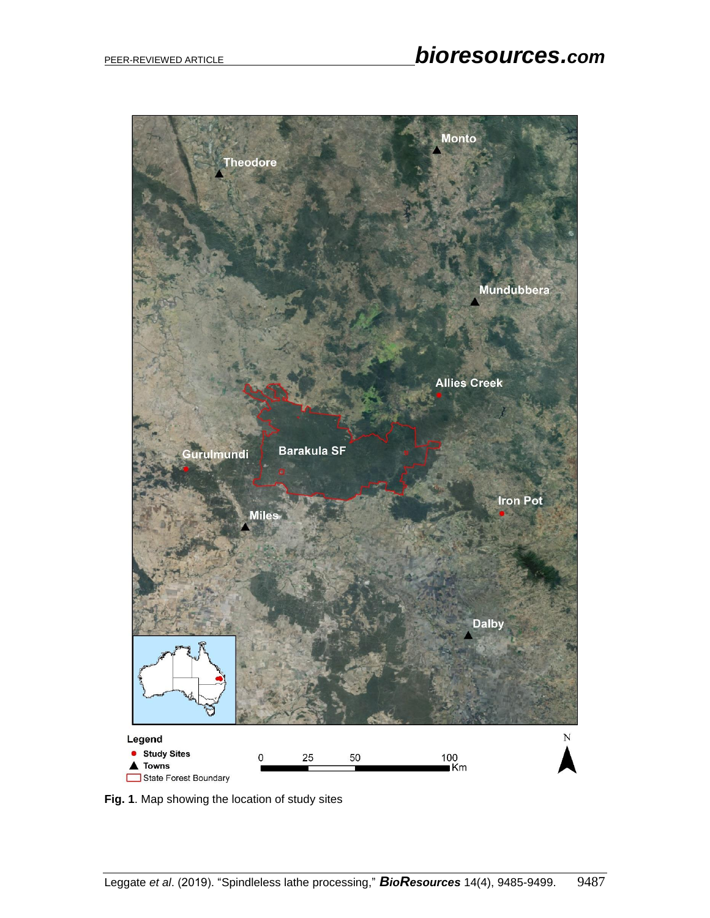**Fig. 1**. Map showing the location of study sites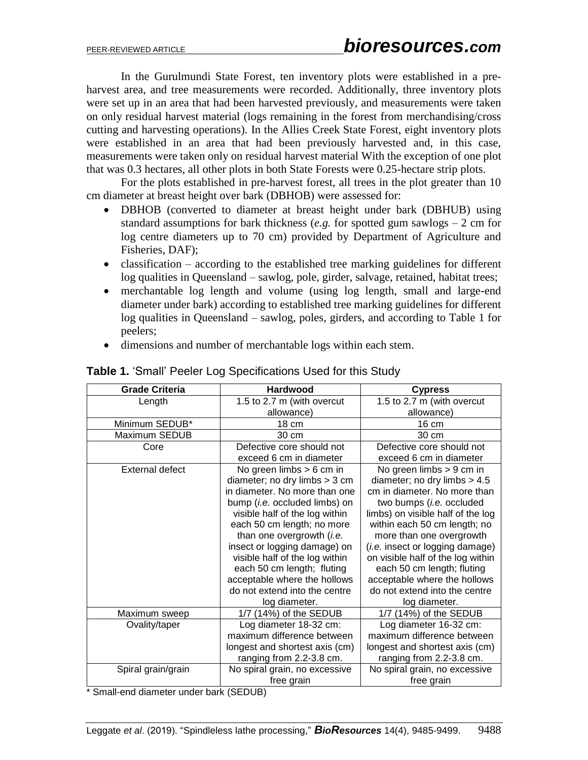In the Gurulmundi State Forest, ten inventory plots were established in a pre-harvest area, and tree measurements were recorded. Additionally, three inventory plots were set up in an area that had been harvested previously, and measurements were taken on only residual harvest material (logs remaining in the forest from merchandising/cross cutting and harvesting operations). In the Allies Creek State Forest, eight inventory plots were established in an area that had been previously harvested and, in this case, measurements were taken only on residual harvest material With the exception of one plot that was 0.3 hectares, all other plots in both State Forests were 0.25-hectare strip plots.

For the plots established in pre-harvest forest, all trees in the plot greater than 10 cm diameter at breast height over bark (DBHOB) were assessed for:

- DBHOB (converted to diameter at breast height under bark (DBHUB) using standard assumptions for bark thickness (*e.g.* for spotted gum sawlogs – 2 cm for log centre diameters up to 70 cm) provided by Department of Agriculture and Fisheries, DAF);
- classification – according to the established tree marking guidelines for different log qualities in Queensland – sawlog, pole, girder, salvage, retained, habitat trees;
- merchantable log length and volume (using log length, small and large-end diameter under bark) according to established tree marking guidelines for different log qualities in Queensland – sawlog, poles, girders, and according to Table 1 for peelers;
- dimensions and number of merchantable logs within each stem.

**Table 1.** 'Small' Peeler Log Specifications Used for this Study

| Grade Criteria | Hardwood | Cypress |
|---|---|---|
| Length | 1.5 to 2.7 m (with overcut allowance) | 1.5 to 2.7 m (with overcut allowance) |
| Minimum SEDUB* | 18 cm | 16 cm |
| Maximum SEDUB | 30 cm | 30 cm |
| Core | Defective core should not exceed 6 cm in diameter | Defective core should not exceed 6 cm in diameter |
| External defect | No green limbs > 6 cm in diameter; no dry limbs > 3 cm in diameter. No more than one bump (*i.e.* occluded limbs) on visible half of the log within each 50 cm length; no more than one overgrowth (*i.e.* insect or logging damage) on visible half of the log within each 50 cm length; fluting acceptable where the hollows do not extend into the centre log diameter. | No green limbs > 9 cm in diameter; no dry limbs > 4.5 cm in diameter. No more than two bumps (*i.e.* occluded limbs) on visible half of the log within each 50 cm length; no more than one overgrowth (*i.e.* insect or logging damage) on visible half of the log within each 50 cm length; fluting acceptable where the hollows do not extend into the centre log diameter. |
| Maximum sweep | 1/7 (14%) of the SEDUB | 1/7 (14%) of the SEDUB |
| Ovality/taper | Log diameter 18-32 cm: maximum difference between longest and shortest axis (cm) ranging from 2.2-3.8 cm. | Log diameter 16-32 cm: maximum difference between longest and shortest axis (cm) ranging from 2.2-3.8 cm. |
| Spiral grain/grain | No spiral grain, no excessive free grain | No spiral grain, no excessive free grain |

\* Small-end diameter under bark (SEDUB)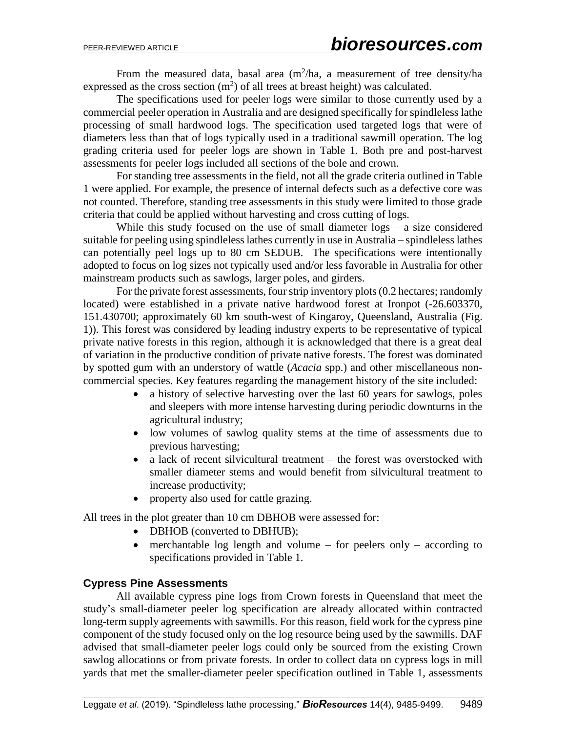From the measured data, basal area ($m^2$/ha, a measurement of tree density/ha expressed as the cross section ($m^2$) of all trees at breast height) was calculated.

The specifications used for peeler logs were similar to those currently used by a commercial peeler operation in Australia and are designed specifically for spindleless lathe processing of small hardwood logs. The specification used targeted logs that were of diameters less than that of logs typically used in a traditional sawmill operation. The log grading criteria used for peeler logs are shown in Table 1. Both pre and post-harvest assessments for peeler logs included all sections of the bole and crown.

For standing tree assessments in the field, not all the grade criteria outlined in Table 1 were applied. For example, the presence of internal defects such as a defective core was not counted. Therefore, standing tree assessments in this study were limited to those grade criteria that could be applied without harvesting and cross cutting of logs.

While this study focused on the use of small diameter logs – a size considered suitable for peeling using spindleless lathes currently in use in Australia – spindleless lathes can potentially peel logs up to 80 cm SEDUB. The specifications were intentionally adopted to focus on log sizes not typically used and/or less favorable in Australia for other mainstream products such as sawlogs, larger poles, and girders.

For the private forest assessments, four strip inventory plots (0.2 hectares; randomly located) were established in a private native hardwood forest at Ironpot (-26.603370, 151.430700; approximately 60 km south-west of Kingaroy, Queensland, Australia (Fig. 1)). This forest was considered by leading industry experts to be representative of typical private native forests in this region, although it is acknowledged that there is a great deal of variation in the productive condition of private native forests. The forest was dominated by spotted gum with an understory of wattle (*Acacia* spp.) and other miscellaneous non-commercial species. Key features regarding the management history of the site included:

- a history of selective harvesting over the last 60 years for sawlogs, poles and sleepers with more intense harvesting during periodic downturns in the agricultural industry;
- low volumes of sawlog quality stems at the time of assessments due to previous harvesting;
- a lack of recent silvicultural treatment – the forest was overstocked with smaller diameter stems and would benefit from silvicultural treatment to increase productivity;
- property also used for cattle grazing.

All trees in the plot greater than 10 cm DBHOB were assessed for:

- DBHOB (converted to DBHUB);
- merchantable log length and volume – for peelers only – according to specifications provided in Table 1.

### Cypress Pine Assessments

All available cypress pine logs from Crown forests in Queensland that meet the study's small-diameter peeler log specification are already allocated within contracted long-term supply agreements with sawmills. For this reason, field work for the cypress pine component of the study focused only on the log resource being used by the sawmills. DAF advised that small-diameter peeler logs could only be sourced from the existing Crown sawlog allocations or from private forests. In order to collect data on cypress logs in mill yards that met the smaller-diameter peeler specification outlined in Table 1, assessments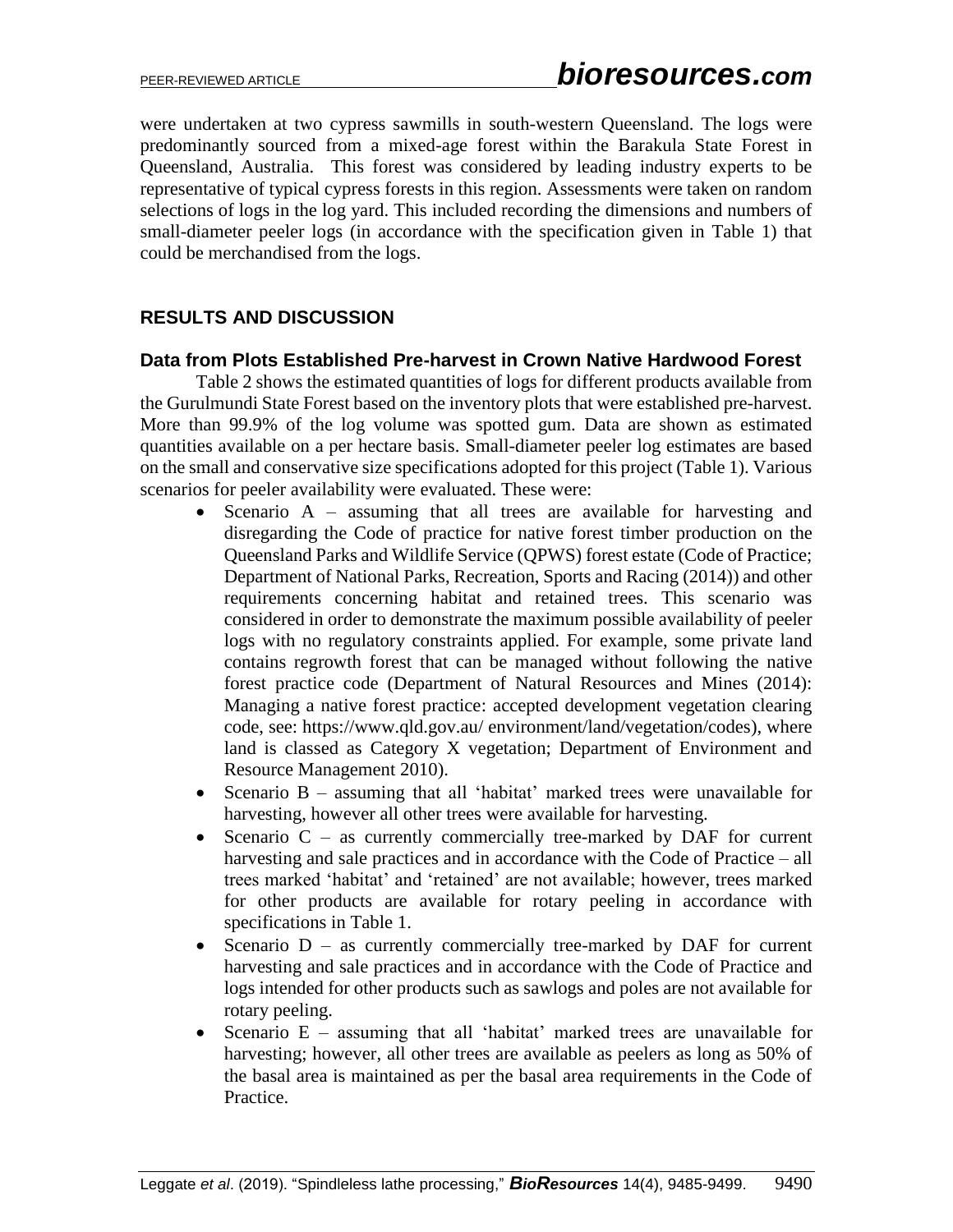were undertaken at two cypress sawmills in south-western Queensland. The logs were predominantly sourced from a mixed-age forest within the Barakula State Forest in Queensland, Australia. This forest was considered by leading industry experts to be representative of typical cypress forests in this region. Assessments were taken on random selections of logs in the log yard. This included recording the dimensions and numbers of small-diameter peeler logs (in accordance with the specification given in Table 1) that could be merchandised from the logs.

## RESULTS AND DISCUSSION

### Data from Plots Established Pre-harvest in Crown Native Hardwood Forest

Table 2 shows the estimated quantities of logs for different products available from the Gurulmundi State Forest based on the inventory plots that were established pre-harvest. More than 99.9% of the log volume was spotted gum. Data are shown as estimated quantities available on a per hectare basis. Small-diameter peeler log estimates are based on the small and conservative size specifications adopted for this project (Table 1). Various scenarios for peeler availability were evaluated. These were:

- Scenario A – assuming that all trees are available for harvesting and disregarding the Code of practice for native forest timber production on the Queensland Parks and Wildlife Service (QPWS) forest estate (Code of Practice; Department of National Parks, Recreation, Sports and Racing (2014)) and other requirements concerning habitat and retained trees. This scenario was considered in order to demonstrate the maximum possible availability of peeler logs with no regulatory constraints applied. For example, some private land contains regrowth forest that can be managed without following the native forest practice code (Department of Natural Resources and Mines (2014): Managing a native forest practice: accepted development vegetation clearing code, see: https://www.qld.gov.au/ environment/land/vegetation/codes), where land is classed as Category X vegetation; Department of Environment and Resource Management 2010).
- Scenario B – assuming that all 'habitat' marked trees were unavailable for harvesting, however all other trees were available for harvesting.
- Scenario C – as currently commercially tree-marked by DAF for current harvesting and sale practices and in accordance with the Code of Practice – all trees marked 'habitat' and 'retained' are not available; however, trees marked for other products are available for rotary peeling in accordance with specifications in Table 1.
- Scenario D – as currently commercially tree-marked by DAF for current harvesting and sale practices and in accordance with the Code of Practice and logs intended for other products such as sawlogs and poles are not available for rotary peeling.
- Scenario E – assuming that all 'habitat' marked trees are unavailable for harvesting; however, all other trees are available as peelers as long as 50% of the basal area is maintained as per the basal area requirements in the Code of Practice.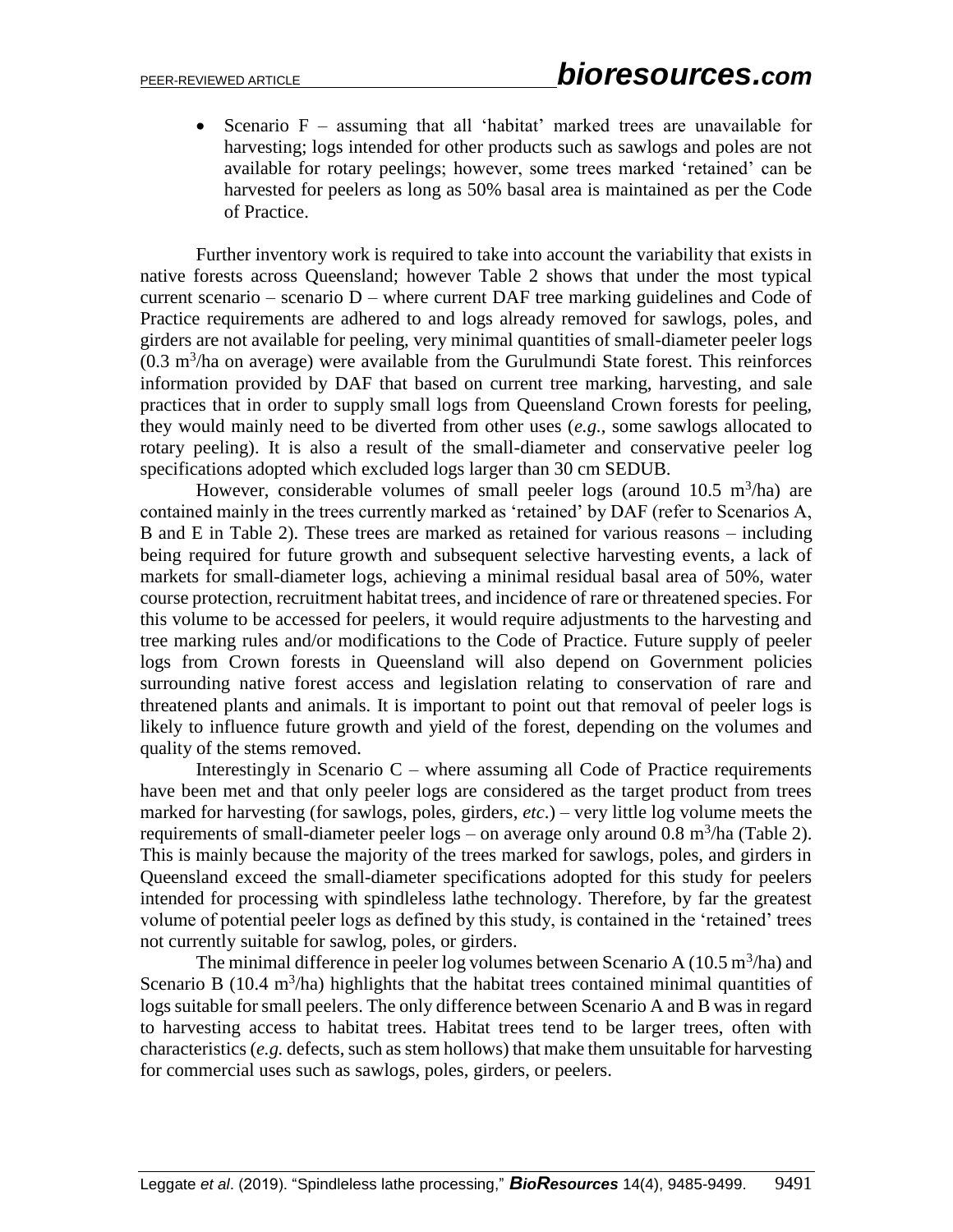- Scenario F – assuming that all 'habitat' marked trees are unavailable for harvesting; logs intended for other products such as sawlogs and poles are not available for rotary peelings; however, some trees marked 'retained' can be harvested for peelers as long as 50% basal area is maintained as per the Code of Practice.

Further inventory work is required to take into account the variability that exists in native forests across Queensland; however Table 2 shows that under the most typical current scenario – scenario D – where current DAF tree marking guidelines and Code of Practice requirements are adhered to and logs already removed for sawlogs, poles, and girders are not available for peeling, very minimal quantities of small-diameter peeler logs (0.3 $m^3$/ha on average) were available from the Gurulmundi State forest. This reinforces information provided by DAF that based on current tree marking, harvesting, and sale practices that in order to supply small logs from Queensland Crown forests for peeling, they would mainly need to be diverted from other uses (*e.g.*, some sawlogs allocated to rotary peeling). It is also a result of the small-diameter and conservative peeler log specifications adopted which excluded logs larger than 30 cm SEDUB.

However, considerable volumes of small peeler logs (around 10.5 $m^3$/ha) are contained mainly in the trees currently marked as 'retained' by DAF (refer to Scenarios A, B and E in Table 2). These trees are marked as retained for various reasons – including being required for future growth and subsequent selective harvesting events, a lack of markets for small-diameter logs, achieving a minimal residual basal area of 50%, water course protection, recruitment habitat trees, and incidence of rare or threatened species. For this volume to be accessed for peelers, it would require adjustments to the harvesting and tree marking rules and/or modifications to the Code of Practice. Future supply of peeler logs from Crown forests in Queensland will also depend on Government policies surrounding native forest access and legislation relating to conservation of rare and threatened plants and animals. It is important to point out that removal of peeler logs is likely to influence future growth and yield of the forest, depending on the volumes and quality of the stems removed.

Interestingly in Scenario C – where assuming all Code of Practice requirements have been met and that only peeler logs are considered as the target product from trees marked for harvesting (for sawlogs, poles, girders, *etc*.) – very little log volume meets the requirements of small-diameter peeler logs – on average only around 0.8 $m^3$/ha (Table 2). This is mainly because the majority of the trees marked for sawlogs, poles, and girders in Queensland exceed the small-diameter specifications adopted for this study for peelers intended for processing with spindleless lathe technology. Therefore, by far the greatest volume of potential peeler logs as defined by this study, is contained in the 'retained' trees not currently suitable for sawlog, poles, or girders.

The minimal difference in peeler log volumes between Scenario A (10.5 $m^3$/ha) and Scenario B (10.4 $m^3$/ha) highlights that the habitat trees contained minimal quantities of logs suitable for small peelers. The only difference between Scenario A and B was in regard to harvesting access to habitat trees. Habitat trees tend to be larger trees, often with characteristics (*e.g.* defects, such as stem hollows) that make them unsuitable for harvesting for commercial uses such as sawlogs, poles, girders, or peelers.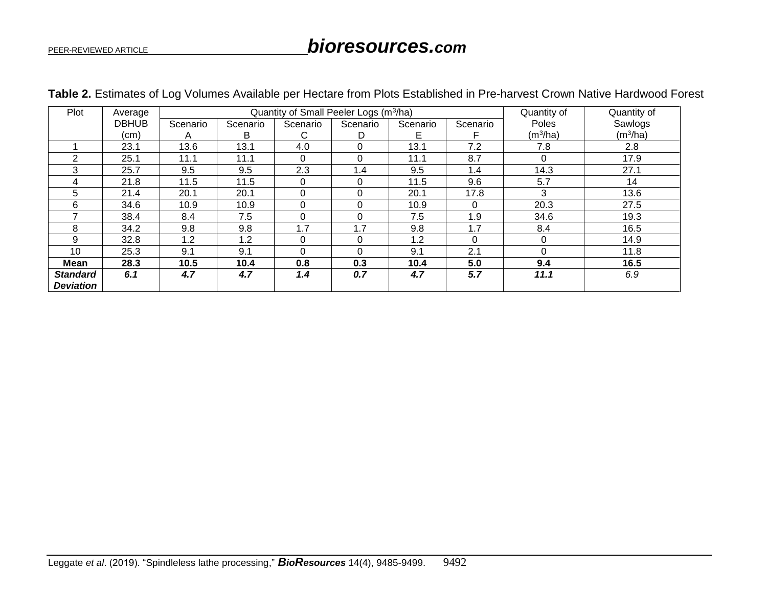**Table 2.** Estimates of Log Volumes Available per Hectare from Plots Established in Pre-harvest Crown Native Hardwood Forest

| Plot | Average DBHUB (cm) | Quantity of Small Peeler Logs ($m^3$/ha) | | | | | | Quantity of Poles ($m^3$/ha) | Quantity of Sawlogs ($m^3$/ha) |
|---|---|---|---|---|---|---|---|---|---|
| | | Scenario A | Scenario B | Scenario C | Scenario D | Scenario E | Scenario F | | |
| 1 | 23.1 | 13.6 | 13.1 | 4.0 | 0 | 13.1 | 7.2 | 7.8 | 2.8 |
| 2 | 25.1 | 11.1 | 11.1 | 0 | 0 | 11.1 | 8.7 | 0 | 17.9 |
| 3 | 25.7 | 9.5 | 9.5 | 2.3 | 1.4 | 9.5 | 1.4 | 14.3 | 27.1 |
| 4 | 21.8 | 11.5 | 11.5 | 0 | 0 | 11.5 | 9.6 | 5.7 | 14 |
| 5 | 21.4 | 20.1 | 20.1 | 0 | 0 | 20.1 | 17.8 | 3 | 13.6 |
| 6 | 34.6 | 10.9 | 10.9 | 0 | 0 | 10.9 | 0 | 20.3 | 27.5 |
| 7 | 38.4 | 8.4 | 7.5 | 0 | 0 | 7.5 | 1.9 | 34.6 | 19.3 |
| 8 | 34.2 | 9.8 | 9.8 | 1.7 | 1.7 | 9.8 | 1.7 | 8.4 | 16.5 |
| 9 | 32.8 | 1.2 | 1.2 | 0 | 0 | 1.2 | 0 | 0 | 14.9 |
| 10 | 25.3 | 9.1 | 9.1 | 0 | 0 | 9.1 | 2.1 | 0 | 11.8 |
| **Mean** | **28.3** | **10.5** | **10.4** | **0.8** | **0.3** | **10.4** | **5.0** | **9.4** | **16.5** |
| ***Standard Deviation*** | ***6.1*** | ***4.7*** | ***4.7*** | ***1.4*** | ***0.7*** | ***4.7*** | ***5.7*** | ***11.1*** | *6.9* |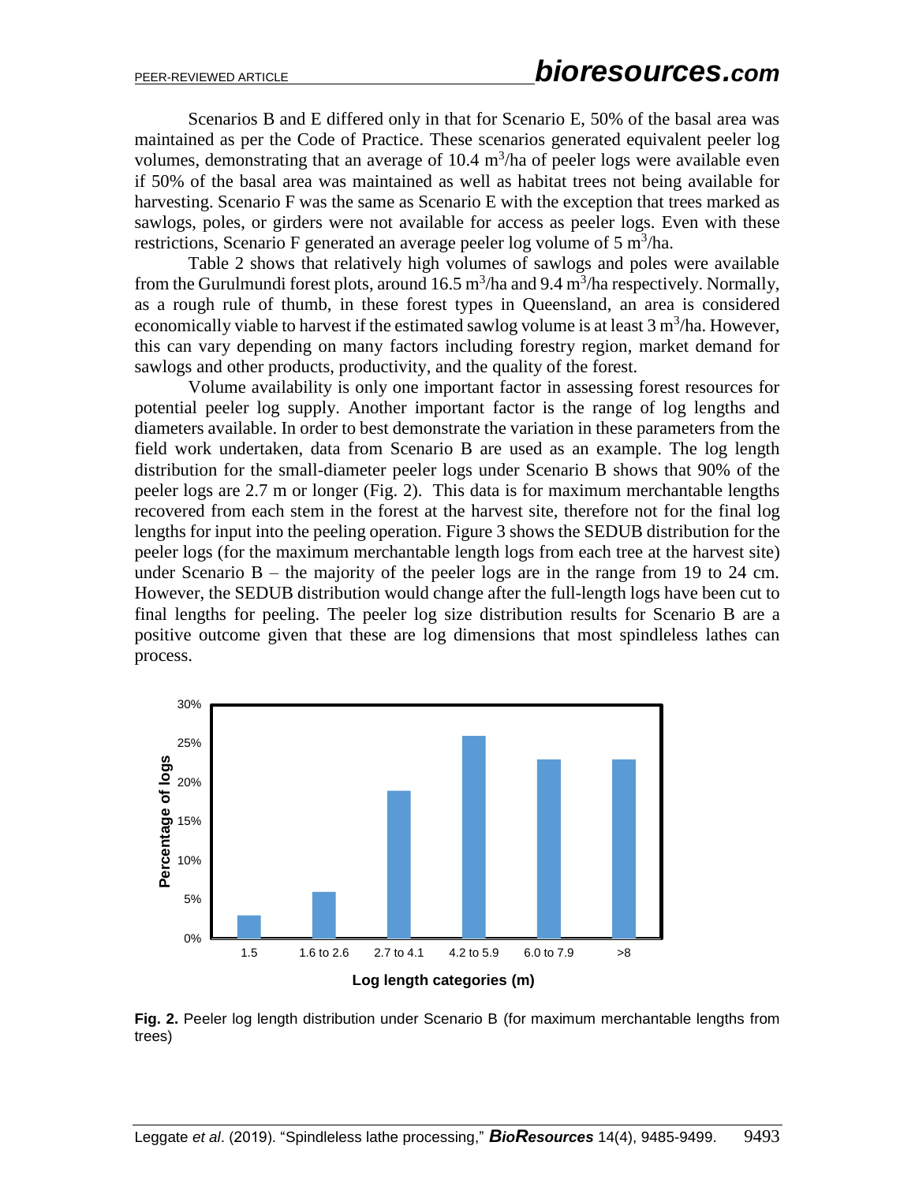Scenarios B and E differed only in that for Scenario E, 50% of the basal area was maintained as per the Code of Practice. These scenarios generated equivalent peeler log volumes, demonstrating that an average of 10.4 $m^3$/ha of peeler logs were available even if 50% of the basal area was maintained as well as habitat trees not being available for harvesting. Scenario F was the same as Scenario E with the exception that trees marked as sawlogs, poles, or girders were not available for access as peeler logs. Even with these restrictions, Scenario F generated an average peeler log volume of 5 $m^3$/ha.

Table 2 shows that relatively high volumes of sawlogs and poles were available from the Gurulmundi forest plots, around 16.5 $m^3$/ha and 9.4 $m^3$/ha respectively. Normally, as a rough rule of thumb, in these forest types in Queensland, an area is considered economically viable to harvest if the estimated sawlog volume is at least 3 $m^3$/ha. However, this can vary depending on many factors including forestry region, market demand for sawlogs and other products, productivity, and the quality of the forest.

Volume availability is only one important factor in assessing forest resources for potential peeler log supply. Another important factor is the range of log lengths and diameters available. In order to best demonstrate the variation in these parameters from the field work undertaken, data from Scenario B are used as an example. The log length distribution for the small-diameter peeler logs under Scenario B shows that 90% of the peeler logs are 2.7 m or longer (Fig. 2). This data is for maximum merchantable lengths recovered from each stem in the forest at the harvest site, therefore not for the final log lengths for input into the peeling operation. Figure 3 shows the SEDUB distribution for the peeler logs (for the maximum merchantable length logs from each tree at the harvest site) under Scenario B – the majority of the peeler logs are in the range from 19 to 24 cm. However, the SEDUB distribution would change after the full-length logs have been cut to final lengths for peeling. The peeler log size distribution results for Scenario B are a positive outcome given that these are log dimensions that most spindleless lathes can process.

**Fig. 2.** Peeler log length distribution under Scenario B (for maximum merchantable lengths from trees)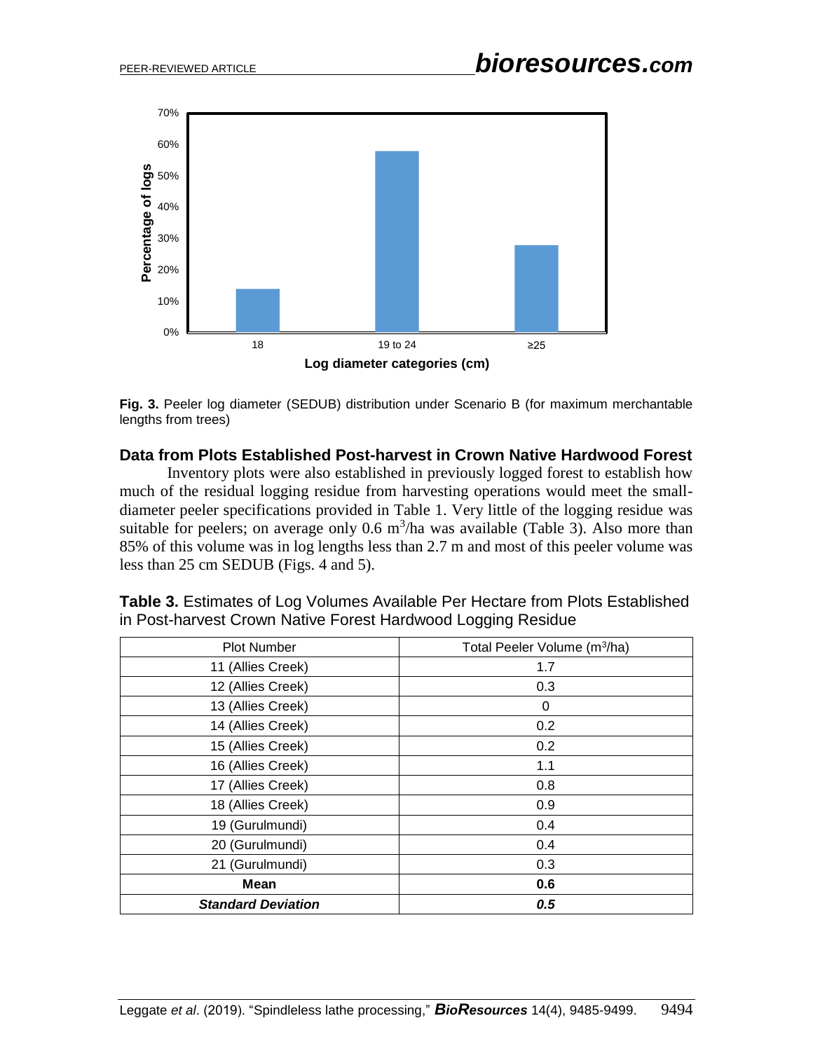**Fig. 3.** Peeler log diameter (SEDUB) distribution under Scenario B (for maximum merchantable lengths from trees)

## Data from Plots Established Post-harvest in Crown Native Hardwood Forest

Inventory plots were also established in previously logged forest to establish how much of the residual logging residue from harvesting operations would meet the small-diameter peeler specifications provided in Table 1. Very little of the logging residue was suitable for peelers; on average only 0.6 $m^3$/ha was available (Table 3). Also more than 85% of this volume was in log lengths less than 2.7 m and most of this peeler volume was less than 25 cm SEDUB (Figs. 4 and 5).

**Table 3.** Estimates of Log Volumes Available Per Hectare from Plots Established in Post-harvest Crown Native Forest Hardwood Logging Residue

| Plot Number | Total Peeler Volume ($m^3$/ha) |
|---|---|
| 11 (Allies Creek) | 1.7 |
| 12 (Allies Creek) | 0.3 |
| 13 (Allies Creek) | 0 |
| 14 (Allies Creek) | 0.2 |
| 15 (Allies Creek) | 0.2 |
| 16 (Allies Creek) | 1.1 |
| 17 (Allies Creek) | 0.8 |
| 18 (Allies Creek) | 0.9 |
| 19 (Gurulmundi) | 0.4 |
| 20 (Gurulmundi) | 0.4 |
| 21 (Gurulmundi) | 0.3 |
| **Mean** | **0.6** |
| ***Standard Deviation*** | ***0.5*** |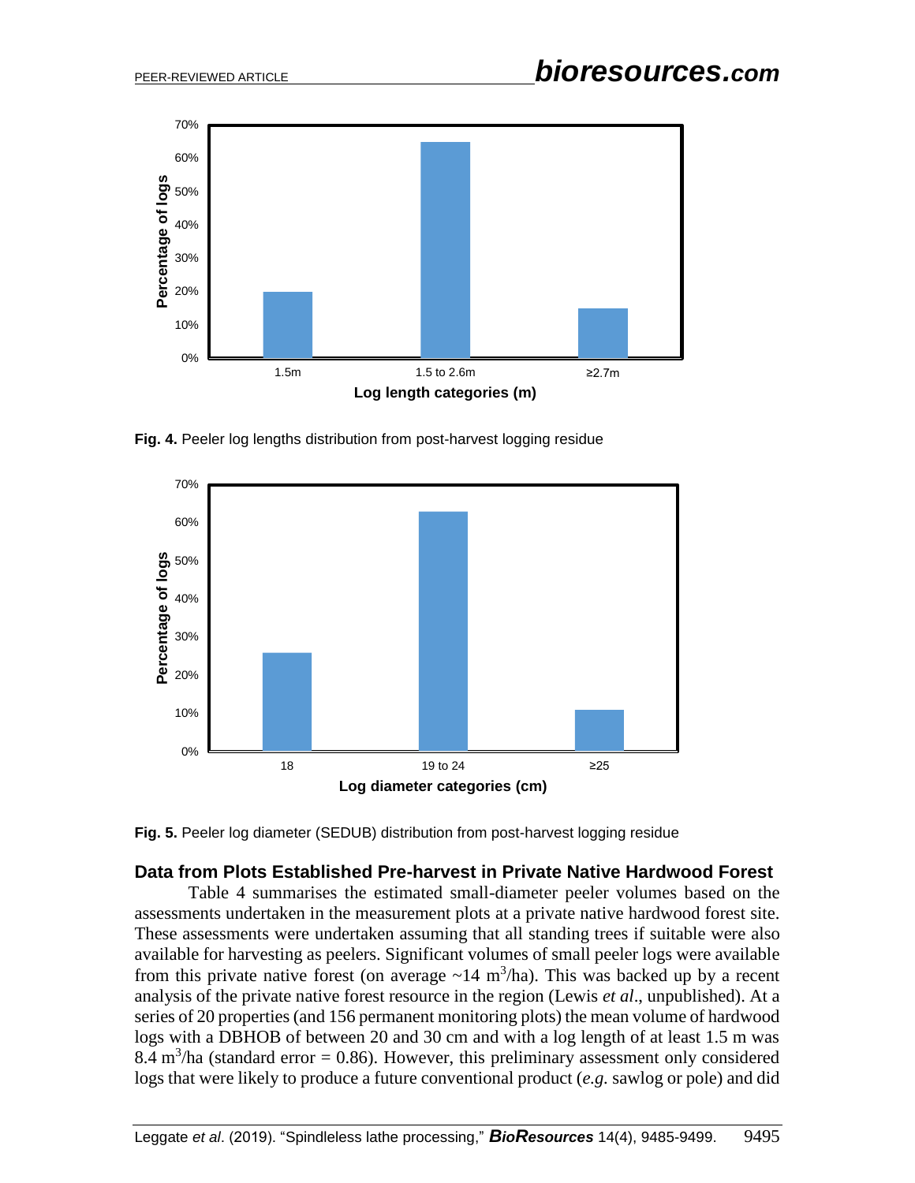Fig. 4. Peeler log lengths distribution from post-harvest logging residue

Fig. 5. Peeler log diameter (SEDUB) distribution from post-harvest logging residue

### Data from Plots Established Pre-harvest in Private Native Hardwood Forest

Table 4 summarises the estimated small-diameter peeler volumes based on the assessments undertaken in the measurement plots at a private native hardwood forest site. These assessments were undertaken assuming that all standing trees if suitable were also available for harvesting as peelers. Significant volumes of small peeler logs were available from this private native forest (on average ~14 $m^3$/ha). This was backed up by a recent analysis of the private native forest resource in the region (Lewis *et al*., unpublished). At a series of 20 properties (and 156 permanent monitoring plots) the mean volume of hardwood logs with a DBHOB of between 20 and 30 cm and with a log length of at least 1.5 m was 8.4 $m^3$/ha (standard error = 0.86). However, this preliminary assessment only considered logs that were likely to produce a future conventional product (*e.g.* sawlog or pole) and did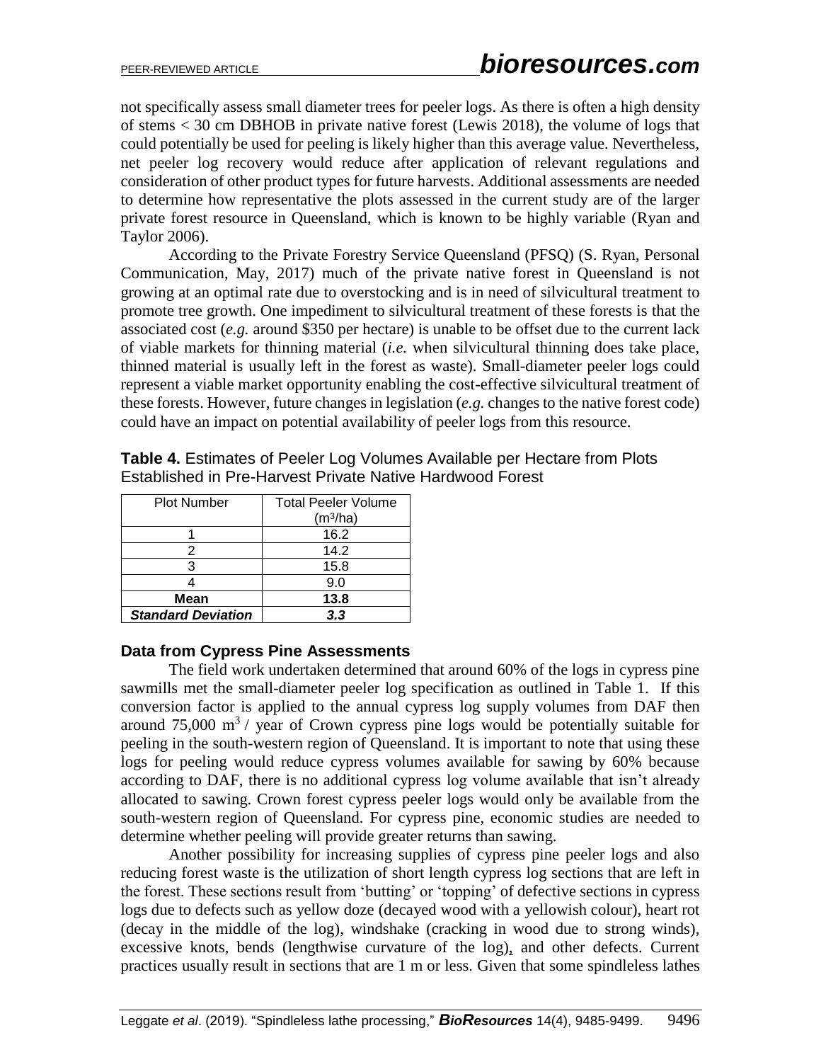not specifically assess small diameter trees for peeler logs. As there is often a high density of stems < 30 cm DBHOB in private native forest (Lewis 2018), the volume of logs that could potentially be used for peeling is likely higher than this average value. Nevertheless, net peeler log recovery would reduce after application of relevant regulations and consideration of other product types for future harvests. Additional assessments are needed to determine how representative the plots assessed in the current study are of the larger private forest resource in Queensland, which is known to be highly variable (Ryan and Taylor 2006).

According to the Private Forestry Service Queensland (PFSQ) (S. Ryan, Personal Communication, May, 2017) much of the private native forest in Queensland is not growing at an optimal rate due to overstocking and is in need of silvicultural treatment to promote tree growth. One impediment to silvicultural treatment of these forests is that the associated cost (*e.g.* around $350 per hectare) is unable to be offset due to the current lack of viable markets for thinning material (*i.e.* when silvicultural thinning does take place, thinned material is usually left in the forest as waste). Small-diameter peeler logs could represent a viable market opportunity enabling the cost-effective silvicultural treatment of these forests. However, future changes in legislation (*e.g.* changes to the native forest code) could have an impact on potential availability of peeler logs from this resource.

**Table 4.** Estimates of Peeler Log Volumes Available per Hectare from Plots Established in Pre-Harvest Private Native Hardwood Forest

| Plot Number | Total Peeler Volume ($m^3$/ha) |
|---|---|
| 1 | 16.2 |
| 2 | 14.2 |
| 3 | 15.8 |
| 4 | 9.0 |
| **Mean** | **13.8** |
| ***Standard Deviation*** | ***3.3*** |

### Data from Cypress Pine Assessments

The field work undertaken determined that around 60% of the logs in cypress pine sawmills met the small-diameter peeler log specification as outlined in Table 1. If this conversion factor is applied to the annual cypress log supply volumes from DAF then around 75,000 $m^3$ / year of Crown cypress pine logs would be potentially suitable for peeling in the south-western region of Queensland. It is important to note that using these logs for peeling would reduce cypress volumes available for sawing by 60% because according to DAF, there is no additional cypress log volume available that isn't already allocated to sawing. Crown forest cypress peeler logs would only be available from the south-western region of Queensland. For cypress pine, economic studies are needed to determine whether peeling will provide greater returns than sawing.

Another possibility for increasing supplies of cypress pine peeler logs and also reducing forest waste is the utilization of short length cypress log sections that are left in the forest. These sections result from 'butting' or 'topping' of defective sections in cypress logs due to defects such as yellow doze (decayed wood with a yellowish colour), heart rot (decay in the middle of the log), windshake (cracking in wood due to strong winds), excessive knots, bends (lengthwise curvature of the log), and other defects. Current practices usually result in sections that are 1 m or less. Given that some spindleless lathes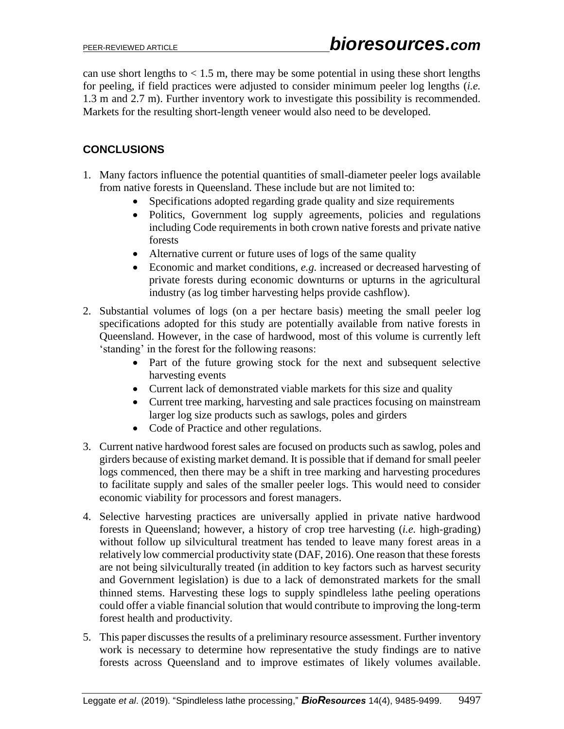can use short lengths to < 1.5 m, there may be some potential in using these short lengths for peeling, if field practices were adjusted to consider minimum peeler log lengths (*i.e.* 1.3 m and 2.7 m). Further inventory work to investigate this possibility is recommended. Markets for the resulting short-length veneer would also need to be developed.

## CONCLUSIONS

1. Many factors influence the potential quantities of small-diameter peeler logs available from native forests in Queensland. These include but are not limited to:
    - Specifications adopted regarding grade quality and size requirements
    - Politics, Government log supply agreements, policies and regulations including Code requirements in both crown native forests and private native forests
    - Alternative current or future uses of logs of the same quality
    - Economic and market conditions, *e.g.* increased or decreased harvesting of private forests during economic downturns or upturns in the agricultural industry (as log timber harvesting helps provide cashflow).
2. Substantial volumes of logs (on a per hectare basis) meeting the small peeler log specifications adopted for this study are potentially available from native forests in Queensland. However, in the case of hardwood, most of this volume is currently left 'standing' in the forest for the following reasons:
    - Part of the future growing stock for the next and subsequent selective harvesting events
    - Current lack of demonstrated viable markets for this size and quality
    - Current tree marking, harvesting and sale practices focusing on mainstream larger log size products such as sawlogs, poles and girders
    - Code of Practice and other regulations.
3. Current native hardwood forest sales are focused on products such as sawlog, poles and girders because of existing market demand. It is possible that if demand for small peeler logs commenced, then there may be a shift in tree marking and harvesting procedures to facilitate supply and sales of the smaller peeler logs. This would need to consider economic viability for processors and forest managers.
4. Selective harvesting practices are universally applied in private native hardwood forests in Queensland; however, a history of crop tree harvesting (*i.e.* high-grading) without follow up silvicultural treatment has tended to leave many forest areas in a relatively low commercial productivity state (DAF, 2016). One reason that these forests are not being silviculturally treated (in addition to key factors such as harvest security and Government legislation) is due to a lack of demonstrated markets for the small thinned stems. Harvesting these logs to supply spindleless lathe peeling operations could offer a viable financial solution that would contribute to improving the long-term forest health and productivity.
5. This paper discusses the results of a preliminary resource assessment. Further inventory work is necessary to determine how representative the study findings are to native forests across Queensland and to improve estimates of likely volumes available.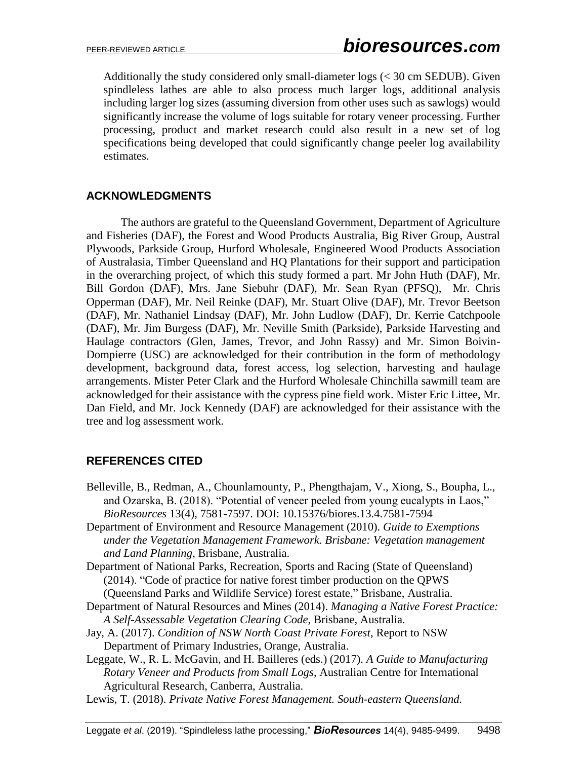Additionally the study considered only small-diameter logs (< 30 cm SEDUB). Given spindleless lathes are able to also process much larger logs, additional analysis including larger log sizes (assuming diversion from other uses such as sawlogs) would significantly increase the volume of logs suitable for rotary veneer processing. Further processing, product and market research could also result in a new set of log specifications being developed that could significantly change peeler log availability estimates.

## ACKNOWLEDGMENTS

The authors are grateful to the Queensland Government, Department of Agriculture and Fisheries (DAF), the Forest and Wood Products Australia, Big River Group, Austral Plywoods, Parkside Group, Hurford Wholesale, Engineered Wood Products Association of Australasia, Timber Queensland and HQ Plantations for their support and participation in the overarching project, of which this study formed a part. Mr John Huth (DAF), Mr. Bill Gordon (DAF), Mrs. Jane Siebuhr (DAF), Mr. Sean Ryan (PFSQ), Mr. Chris Opperman (DAF), Mr. Neil Reinke (DAF), Mr. Stuart Olive (DAF), Mr. Trevor Beetson (DAF), Mr. Nathaniel Lindsay (DAF), Mr. John Ludlow (DAF), Dr. Kerrie Catchpoole (DAF), Mr. Jim Burgess (DAF), Mr. Neville Smith (Parkside), Parkside Harvesting and Haulage contractors (Glen, James, Trevor, and John Rassy) and Mr. Simon Boivin-Dompierre (USC) are acknowledged for their contribution in the form of methodology development, background data, forest access, log selection, harvesting and haulage arrangements. Mister Peter Clark and the Hurford Wholesale Chinchilla sawmill team are acknowledged for their assistance with the cypress pine field work. Mister Eric Littee, Mr. Dan Field, and Mr. Jock Kennedy (DAF) are acknowledged for their assistance with the tree and log assessment work.

## REFERENCES CITED

Belleville, B., Redman, A., Chounlamounty, P., Phengthajam, V., Xiong, S., Boupha, L., and Ozarska, B. (2018). "Potential of veneer peeled from young eucalypts in Laos," *BioResources* 13(4), 7581-7597. DOI: 10.15376/biores.13.4.7581-7594

Department of Environment and Resource Management (2010). *Guide to Exemptions under the Vegetation Management Framework. Brisbane: Vegetation management and Land Planning*, Brisbane, Australia.

Department of National Parks, Recreation, Sports and Racing (State of Queensland) (2014). "Code of practice for native forest timber production on the QPWS (Queensland Parks and Wildlife Service) forest estate," Brisbane, Australia.

Department of Natural Resources and Mines (2014). *Managing a Native Forest Practice: A Self-Assessable Vegetation Clearing Code*, Brisbane, Australia.

Jay, A. (2017). *Condition of NSW North Coast Private Forest*, Report to NSW Department of Primary Industries, Orange, Australia.

Leggate, W., R. L. McGavin, and H. Bailleres (eds.) (2017). *A Guide to Manufacturing Rotary Veneer and Products from Small Logs*, Australian Centre for International Agricultural Research, Canberra, Australia.

Lewis, T. (2018). *Private Native Forest Management. South-eastern Queensland.*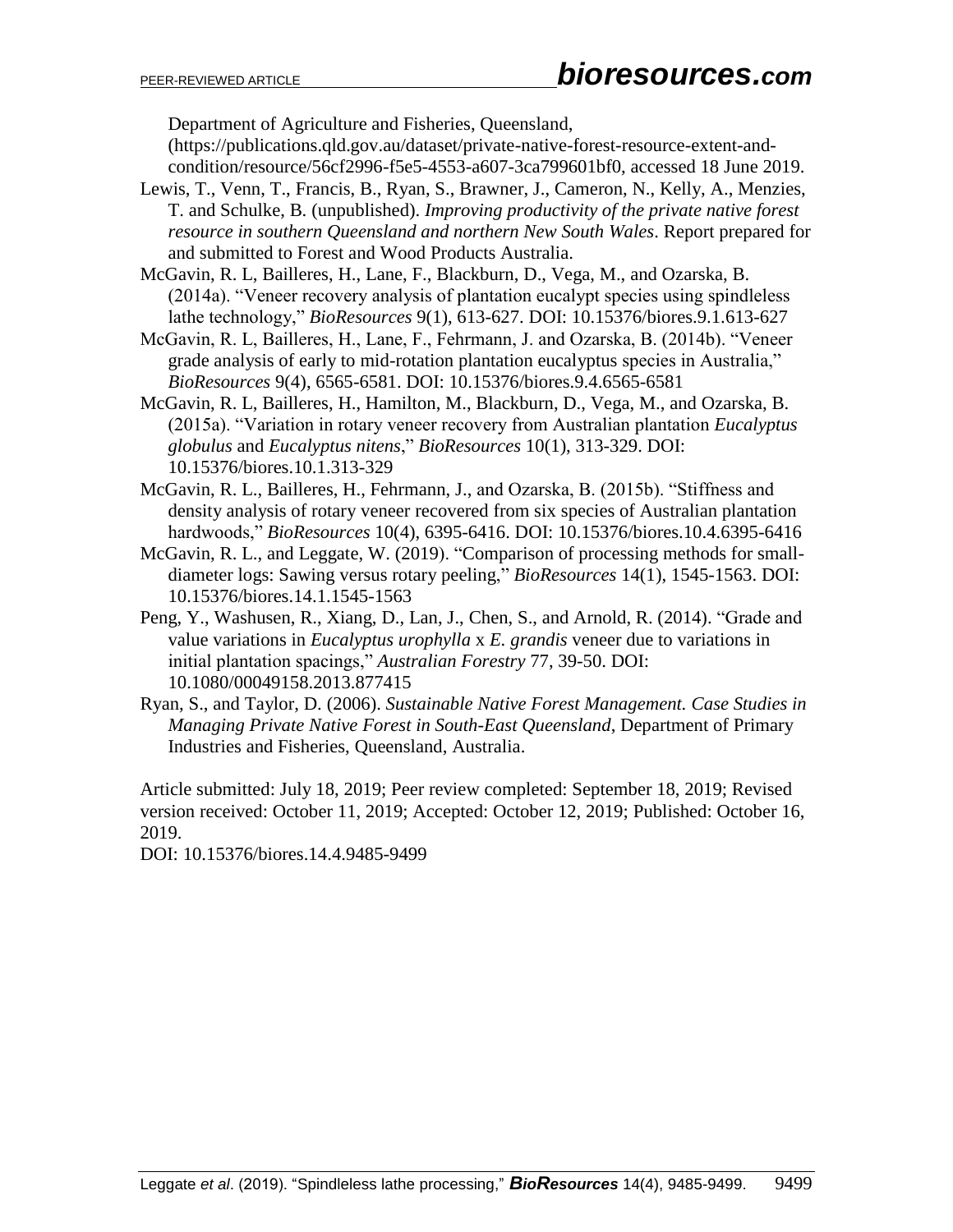Department of Agriculture and Fisheries, Queensland, (https://publications.qld.gov.au/dataset/private-native-forest-resource-extent-and-condition/resource/56cf2996-f5e5-4553-a607-3ca799601bf0, accessed 18 June 2019.

Lewis, T., Venn, T., Francis, B., Ryan, S., Brawner, J., Cameron, N., Kelly, A., Menzies, T. and Schulke, B. (unpublished). *Improving productivity of the private native forest resource in southern Queensland and northern New South Wales*. Report prepared for and submitted to Forest and Wood Products Australia.

McGavin, R. L, Bailleres, H., Lane, F., Blackburn, D., Vega, M., and Ozarska, B. (2014a). "Veneer recovery analysis of plantation eucalypt species using spindleless lathe technology," *BioResources* 9(1), 613-627. DOI: 10.15376/biores.9.1.613-627

McGavin, R. L, Bailleres, H., Lane, F., Fehrmann, J. and Ozarska, B. (2014b). "Veneer grade analysis of early to mid-rotation plantation eucalyptus species in Australia," *BioResources* 9(4), 6565-6581. DOI: 10.15376/biores.9.4.6565-6581

McGavin, R. L, Bailleres, H., Hamilton, M., Blackburn, D., Vega, M., and Ozarska, B. (2015a). "Variation in rotary veneer recovery from Australian plantation *Eucalyptus globulus* and *Eucalyptus nitens*," *BioResources* 10(1), 313-329. DOI: 10.15376/biores.10.1.313-329

McGavin, R. L., Bailleres, H., Fehrmann, J., and Ozarska, B. (2015b). "Stiffness and density analysis of rotary veneer recovered from six species of Australian plantation hardwoods," *BioResources* 10(4), 6395-6416. DOI: 10.15376/biores.10.4.6395-6416

McGavin, R. L., and Leggate, W. (2019). "Comparison of processing methods for small-diameter logs: Sawing versus rotary peeling," *BioResources* 14(1), 1545-1563. DOI: 10.15376/biores.14.1.1545-1563

Peng, Y., Washusen, R., Xiang, D., Lan, J., Chen, S., and Arnold, R. (2014). "Grade and value variations in *Eucalyptus urophylla* x *E. grandis* veneer due to variations in initial plantation spacings," *Australian Forestry* 77, 39-50. DOI: 10.1080/00049158.2013.877415

Ryan, S., and Taylor, D. (2006). *Sustainable Native Forest Management. Case Studies in Managing Private Native Forest in South-East Queensland*, Department of Primary Industries and Fisheries, Queensland, Australia.

Article submitted: July 18, 2019; Peer review completed: September 18, 2019; Revised version received: October 11, 2019; Accepted: October 12, 2019; Published: October 16, 2019.

DOI: 10.15376/biores.14.4.9485-9499